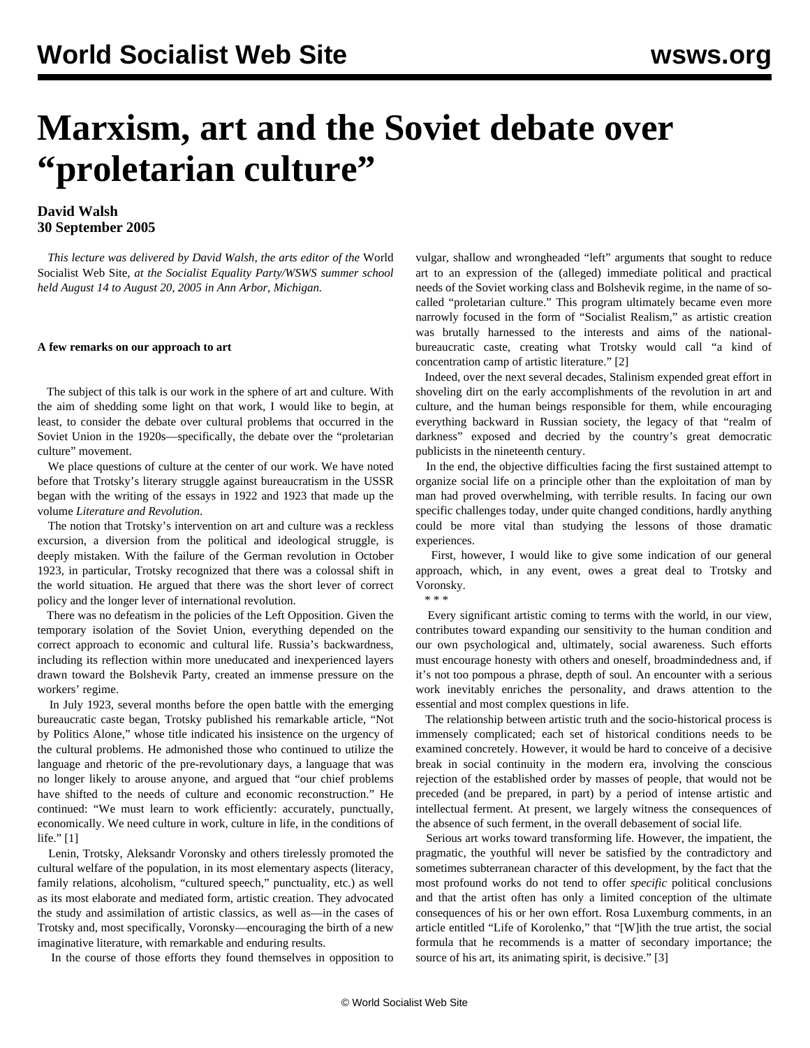# Marxism, art and the Soviet debate over "proletarian culture"

**David Walsh**
**30 September 2005**

*This lecture was delivered by David Walsh, the arts editor of the* World Socialist Web Site, *at the Socialist Equality Party/WSWS summer school held August 14 to August 20, 2005 in Ann Arbor, Michigan.*

**A few remarks on our approach to art**

The subject of this talk is our work in the sphere of art and culture. With the aim of shedding some light on that work, I would like to begin, at least, to consider the debate over cultural problems that occurred in the Soviet Union in the 1920s—specifically, the debate over the "proletarian culture" movement.

We place questions of culture at the center of our work. We have noted before that Trotsky's literary struggle against bureaucratism in the USSR began with the writing of the essays in 1922 and 1923 that made up the volume *Literature and Revolution*.

The notion that Trotsky's intervention on art and culture was a reckless excursion, a diversion from the political and ideological struggle, is deeply mistaken. With the failure of the German revolution in October 1923, in particular, Trotsky recognized that there was a colossal shift in the world situation. He argued that there was the short lever of correct policy and the longer lever of international revolution.

There was no defeatism in the policies of the Left Opposition. Given the temporary isolation of the Soviet Union, everything depended on the correct approach to economic and cultural life. Russia's backwardness, including its reflection within more uneducated and inexperienced layers drawn toward the Bolshevik Party, created an immense pressure on the workers' regime.

In July 1923, several months before the open battle with the emerging bureaucratic caste began, Trotsky published his remarkable article, "Not by Politics Alone," whose title indicated his insistence on the urgency of the cultural problems. He admonished those who continued to utilize the language and rhetoric of the pre-revolutionary days, a language that was no longer likely to arouse anyone, and argued that "our chief problems have shifted to the needs of culture and economic reconstruction." He continued: "We must learn to work efficiently: accurately, punctually, economically. We need culture in work, culture in life, in the conditions of life." [1]

Lenin, Trotsky, Aleksandr Voronsky and others tirelessly promoted the cultural welfare of the population, in its most elementary aspects (literacy, family relations, alcoholism, "cultured speech," punctuality, etc.) as well as its most elaborate and mediated form, artistic creation. They advocated the study and assimilation of artistic classics, as well as—in the cases of Trotsky and, most specifically, Voronsky—encouraging the birth of a new imaginative literature, with remarkable and enduring results.

In the course of those efforts they found themselves in opposition to vulgar, shallow and wrongheaded "left" arguments that sought to reduce art to an expression of the (alleged) immediate political and practical needs of the Soviet working class and Bolshevik regime, in the name of so-called "proletarian culture." This program ultimately became even more narrowly focused in the form of "Socialist Realism," as artistic creation was brutally harnessed to the interests and aims of the national-bureaucratic caste, creating what Trotsky would call "a kind of concentration camp of artistic literature." [2]

Indeed, over the next several decades, Stalinism expended great effort in shoveling dirt on the early accomplishments of the revolution in art and culture, and the human beings responsible for them, while encouraging everything backward in Russian society, the legacy of that "realm of darkness" exposed and decried by the country's great democratic publicists in the nineteenth century.

In the end, the objective difficulties facing the first sustained attempt to organize social life on a principle other than the exploitation of man by man had proved overwhelming, with terrible results. In facing our own specific challenges today, under quite changed conditions, hardly anything could be more vital than studying the lessons of those dramatic experiences.

First, however, I would like to give some indication of our general approach, which, in any event, owes a great deal to Trotsky and Voronsky.

\* \* \*

Every significant artistic coming to terms with the world, in our view, contributes toward expanding our sensitivity to the human condition and our own psychological and, ultimately, social awareness. Such efforts must encourage honesty with others and oneself, broadmindedness and, if it's not too pompous a phrase, depth of soul. An encounter with a serious work inevitably enriches the personality, and draws attention to the essential and most complex questions in life.

The relationship between artistic truth and the socio-historical process is immensely complicated; each set of historical conditions needs to be examined concretely. However, it would be hard to conceive of a decisive break in social continuity in the modern era, involving the conscious rejection of the established order by masses of people, that would not be preceded (and be prepared, in part) by a period of intense artistic and intellectual ferment. At present, we largely witness the consequences of the absence of such ferment, in the overall debasement of social life.

Serious art works toward transforming life. However, the impatient, the pragmatic, the youthful will never be satisfied by the contradictory and sometimes subterranean character of this development, by the fact that the most profound works do not tend to offer *specific* political conclusions and that the artist often has only a limited conception of the ultimate consequences of his or her own effort. Rosa Luxemburg comments, in an article entitled "Life of Korolenko," that "[W]ith the true artist, the social formula that he recommends is a matter of secondary importance; the source of his art, its animating spirit, is decisive." [3]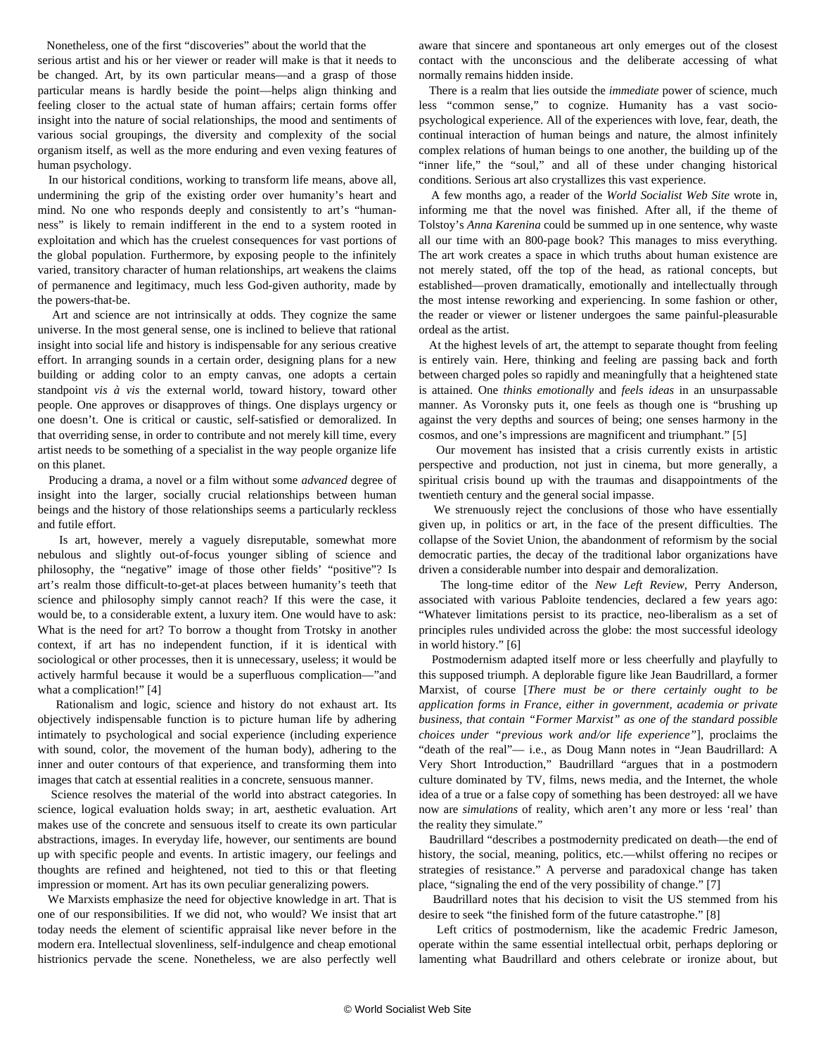Nonetheless, one of the first "discoveries" about the world that the serious artist and his or her viewer or reader will make is that it needs to be changed. Art, by its own particular means—and a grasp of those particular means is hardly beside the point—helps align thinking and feeling closer to the actual state of human affairs; certain forms offer insight into the nature of social relationships, the mood and sentiments of various social groupings, the diversity and complexity of the social organism itself, as well as the more enduring and even vexing features of human psychology.

In our historical conditions, working to transform life means, above all, undermining the grip of the existing order over humanity's heart and mind. No one who responds deeply and consistently to art's "human-ness" is likely to remain indifferent in the end to a system rooted in exploitation and which has the cruelest consequences for vast portions of the global population. Furthermore, by exposing people to the infinitely varied, transitory character of human relationships, art weakens the claims of permanence and legitimacy, much less God-given authority, made by the powers-that-be.

Art and science are not intrinsically at odds. They cognize the same universe. In the most general sense, one is inclined to believe that rational insight into social life and history is indispensable for any serious creative effort. In arranging sounds in a certain order, designing plans for a new building or adding color to an empty canvas, one adopts a certain standpoint *vis à vis* the external world, toward history, toward other people. One approves or disapproves of things. One displays urgency or one doesn't. One is critical or caustic, self-satisfied or demoralized. In that overriding sense, in order to contribute and not merely kill time, every artist needs to be something of a specialist in the way people organize life on this planet.

Producing a drama, a novel or a film without some *advanced* degree of insight into the larger, socially crucial relationships between human beings and the history of those relationships seems a particularly reckless and futile effort.

Is art, however, merely a vaguely disreputable, somewhat more nebulous and slightly out-of-focus younger sibling of science and philosophy, the "negative" image of those other fields' "positive"? Is art's realm those difficult-to-get-at places between humanity's teeth that science and philosophy simply cannot reach? If this were the case, it would be, to a considerable extent, a luxury item. One would have to ask: What is the need for art? To borrow a thought from Trotsky in another context, if art has no independent function, if it is identical with sociological or other processes, then it is unnecessary, useless; it would be actively harmful because it would be a superfluous complication—"and what a complication!" [4]

Rationalism and logic, science and history do not exhaust art. Its objectively indispensable function is to picture human life by adhering intimately to psychological and social experience (including experience with sound, color, the movement of the human body), adhering to the inner and outer contours of that experience, and transforming them into images that catch at essential realities in a concrete, sensuous manner.

Science resolves the material of the world into abstract categories. In science, logical evaluation holds sway; in art, aesthetic evaluation. Art makes use of the concrete and sensuous itself to create its own particular abstractions, images. In everyday life, however, our sentiments are bound up with specific people and events. In artistic imagery, our feelings and thoughts are refined and heightened, not tied to this or that fleeting impression or moment. Art has its own peculiar generalizing powers.

We Marxists emphasize the need for objective knowledge in art. That is one of our responsibilities. If we did not, who would? We insist that art today needs the element of scientific appraisal like never before in the modern era. Intellectual slovenliness, self-indulgence and cheap emotional histrionics pervade the scene. Nonetheless, we are also perfectly well aware that sincere and spontaneous art only emerges out of the closest contact with the unconscious and the deliberate accessing of what normally remains hidden inside.

There is a realm that lies outside the *immediate* power of science, much less "common sense," to cognize. Humanity has a vast socio-psychological experience. All of the experiences with love, fear, death, the continual interaction of human beings and nature, the almost infinitely complex relations of human beings to one another, the building up of the "inner life," the "soul," and all of these under changing historical conditions. Serious art also crystallizes this vast experience.

A few months ago, a reader of the *World Socialist Web Site* wrote in, informing me that the novel was finished. After all, if the theme of Tolstoy's *Anna Karenina* could be summed up in one sentence, why waste all our time with an 800-page book? This manages to miss everything. The art work creates a space in which truths about human existence are not merely stated, off the top of the head, as rational concepts, but established—proven dramatically, emotionally and intellectually through the most intense reworking and experiencing. In some fashion or other, the reader or viewer or listener undergoes the same painful-pleasurable ordeal as the artist.

At the highest levels of art, the attempt to separate thought from feeling is entirely vain. Here, thinking and feeling are passing back and forth between charged poles so rapidly and meaningfully that a heightened state is attained. One *thinks emotionally* and *feels ideas* in an unsurpassable manner. As Voronsky puts it, one feels as though one is "brushing up against the very depths and sources of being; one senses harmony in the cosmos, and one's impressions are magnificent and triumphant." [5]

Our movement has insisted that a crisis currently exists in artistic perspective and production, not just in cinema, but more generally, a spiritual crisis bound up with the traumas and disappointments of the twentieth century and the general social impasse.

We strenuously reject the conclusions of those who have essentially given up, in politics or art, in the face of the present difficulties. The collapse of the Soviet Union, the abandonment of reformism by the social democratic parties, the decay of the traditional labor organizations have driven a considerable number into despair and demoralization.

The long-time editor of the *New Left Review*, Perry Anderson, associated with various Pabloite tendencies, declared a few years ago: "Whatever limitations persist to its practice, neo-liberalism as a set of principles rules undivided across the globe: the most successful ideology in world history." [6]

Postmodernism adapted itself more or less cheerfully and playfully to this supposed triumph. A deplorable figure like Jean Baudrillard, a former Marxist, of course [*There must be or there certainly ought to be application forms in France, either in government, academia or private business, that contain "Former Marxist" as one of the standard possible choices under "previous work and/or life experience"*], proclaims the "death of the real"— i.e., as Doug Mann notes in "Jean Baudrillard: A Very Short Introduction," Baudrillard "argues that in a postmodern culture dominated by TV, films, news media, and the Internet, the whole idea of a true or a false copy of something has been destroyed: all we have now are *simulations* of reality, which aren't any more or less 'real' than the reality they simulate."

Baudrillard "describes a postmodernity predicated on death—the end of history, the social, meaning, politics, etc.—whilst offering no recipes or strategies of resistance." A perverse and paradoxical change has taken place, "signaling the end of the very possibility of change." [7]

Baudrillard notes that his decision to visit the US stemmed from his desire to seek "the finished form of the future catastrophe." [8]

Left critics of postmodernism, like the academic Fredric Jameson, operate within the same essential intellectual orbit, perhaps deploring or lamenting what Baudrillard and others celebrate or ironize about, but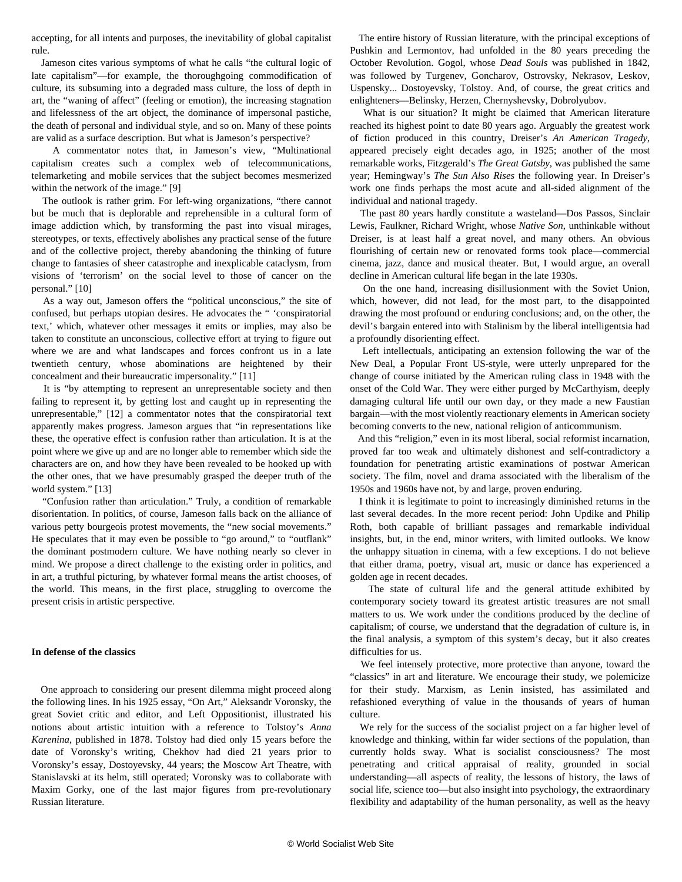accepting, for all intents and purposes, the inevitability of global capitalist rule.

Jameson cites various symptoms of what he calls "the cultural logic of late capitalism"—for example, the thoroughgoing commodification of culture, its subsuming into a degraded mass culture, the loss of depth in art, the "waning of affect" (feeling or emotion), the increasing stagnation and lifelessness of the art object, the dominance of impersonal pastiche, the death of personal and individual style, and so on. Many of these points are valid as a surface description. But what is Jameson's perspective?

A commentator notes that, in Jameson's view, "Multinational capitalism creates such a complex web of telecommunications, telemarketing and mobile services that the subject becomes mesmerized within the network of the image." [9]

The outlook is rather grim. For left-wing organizations, "there cannot but be much that is deplorable and reprehensible in a cultural form of image addiction which, by transforming the past into visual mirages, stereotypes, or texts, effectively abolishes any practical sense of the future and of the collective project, thereby abandoning the thinking of future change to fantasies of sheer catastrophe and inexplicable cataclysm, from visions of 'terrorism' on the social level to those of cancer on the personal." [10]

As a way out, Jameson offers the "political unconscious," the site of confused, but perhaps utopian desires. He advocates the " 'conspiratorial text,' which, whatever other messages it emits or implies, may also be taken to constitute an unconscious, collective effort at trying to figure out where we are and what landscapes and forces confront us in a late twentieth century, whose abominations are heightened by their concealment and their bureaucratic impersonality." [11]

It is "by attempting to represent an unrepresentable society and then failing to represent it, by getting lost and caught up in representing the unrepresentable," [12] a commentator notes that the conspiratorial text apparently makes progress. Jameson argues that "in representations like these, the operative effect is confusion rather than articulation. It is at the point where we give up and are no longer able to remember which side the characters are on, and how they have been revealed to be hooked up with the other ones, that we have presumably grasped the deeper truth of the world system." [13]

"Confusion rather than articulation." Truly, a condition of remarkable disorientation. In politics, of course, Jameson falls back on the alliance of various petty bourgeois protest movements, the "new social movements." He speculates that it may even be possible to "go around," to "outflank" the dominant postmodern culture. We have nothing nearly so clever in mind. We propose a direct challenge to the existing order in politics, and in art, a truthful picturing, by whatever formal means the artist chooses, of the world. This means, in the first place, struggling to overcome the present crisis in artistic perspective.

**In defense of the classics**

One approach to considering our present dilemma might proceed along the following lines. In his 1925 essay, "On Art," Aleksandr Voronsky, the great Soviet critic and editor, and Left Oppositionist, illustrated his notions about artistic intuition with a reference to Tolstoy's *Anna Karenina*, published in 1878. Tolstoy had died only 15 years before the date of Voronsky's writing, Chekhov had died 21 years prior to Voronsky's essay, Dostoyevsky, 44 years; the Moscow Art Theatre, with Stanislavski at its helm, still operated; Voronsky was to collaborate with Maxim Gorky, one of the last major figures from pre-revolutionary Russian literature.

The entire history of Russian literature, with the principal exceptions of Pushkin and Lermontov, had unfolded in the 80 years preceding the October Revolution. Gogol, whose *Dead Souls* was published in 1842, was followed by Turgenev, Goncharov, Ostrovsky, Nekrasov, Leskov, Uspensky... Dostoyevsky, Tolstoy. And, of course, the great critics and enlighteners—Belinsky, Herzen, Chernyshevsky, Dobrolyubov.

What is our situation? It might be claimed that American literature reached its highest point to date 80 years ago. Arguably the greatest work of fiction produced in this country, Dreiser's *An American Tragedy*, appeared precisely eight decades ago, in 1925; another of the most remarkable works, Fitzgerald's *The Great Gatsby*, was published the same year; Hemingway's *The Sun Also Rises* the following year. In Dreiser's work one finds perhaps the most acute and all-sided alignment of the individual and national tragedy.

The past 80 years hardly constitute a wasteland—Dos Passos, Sinclair Lewis, Faulkner, Richard Wright, whose *Native Son*, unthinkable without Dreiser, is at least half a great novel, and many others. An obvious flourishing of certain new or renovated forms took place—commercial cinema, jazz, dance and musical theater. But, I would argue, an overall decline in American cultural life began in the late 1930s.

On the one hand, increasing disillusionment with the Soviet Union, which, however, did not lead, for the most part, to the disappointed drawing the most profound or enduring conclusions; and, on the other, the devil's bargain entered into with Stalinism by the liberal intelligentsia had a profoundly disorienting effect.

Left intellectuals, anticipating an extension following the war of the New Deal, a Popular Front US-style, were utterly unprepared for the change of course initiated by the American ruling class in 1948 with the onset of the Cold War. They were either purged by McCarthyism, deeply damaging cultural life until our own day, or they made a new Faustian bargain—with the most violently reactionary elements in American society becoming converts to the new, national religion of anticommunism.

And this "religion," even in its most liberal, social reformist incarnation, proved far too weak and ultimately dishonest and self-contradictory a foundation for penetrating artistic examinations of postwar American society. The film, novel and drama associated with the liberalism of the 1950s and 1960s have not, by and large, proven enduring.

I think it is legitimate to point to increasingly diminished returns in the last several decades. In the more recent period: John Updike and Philip Roth, both capable of brilliant passages and remarkable individual insights, but, in the end, minor writers, with limited outlooks. We know the unhappy situation in cinema, with a few exceptions. I do not believe that either drama, poetry, visual art, music or dance has experienced a golden age in recent decades.

The state of cultural life and the general attitude exhibited by contemporary society toward its greatest artistic treasures are not small matters to us. We work under the conditions produced by the decline of capitalism; of course, we understand that the degradation of culture is, in the final analysis, a symptom of this system's decay, but it also creates difficulties for us.

We feel intensely protective, more protective than anyone, toward the "classics" in art and literature. We encourage their study, we polemicize for their study. Marxism, as Lenin insisted, has assimilated and refashioned everything of value in the thousands of years of human culture.

We rely for the success of the socialist project on a far higher level of knowledge and thinking, within far wider sections of the population, than currently holds sway. What is socialist consciousness? The most penetrating and critical appraisal of reality, grounded in social understanding—all aspects of reality, the lessons of history, the laws of social life, science too—but also insight into psychology, the extraordinary flexibility and adaptability of the human personality, as well as the heavy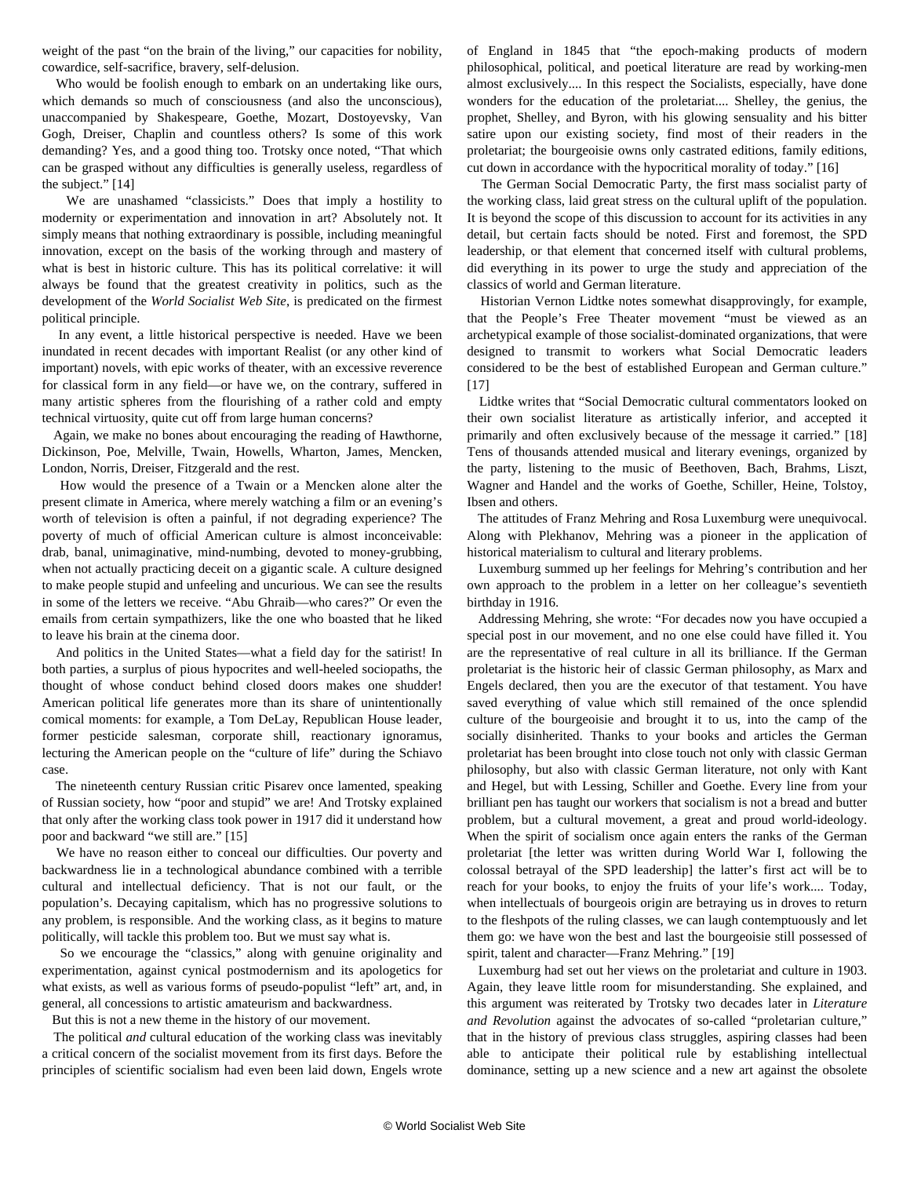weight of the past "on the brain of the living," our capacities for nobility, cowardice, self-sacrifice, bravery, self-delusion.

Who would be foolish enough to embark on an undertaking like ours, which demands so much of consciousness (and also the unconscious), unaccompanied by Shakespeare, Goethe, Mozart, Dostoyevsky, Van Gogh, Dreiser, Chaplin and countless others? Is some of this work demanding? Yes, and a good thing too. Trotsky once noted, "That which can be grasped without any difficulties is generally useless, regardless of the subject." [14]

We are unashamed "classicists." Does that imply a hostility to modernity or experimentation and innovation in art? Absolutely not. It simply means that nothing extraordinary is possible, including meaningful innovation, except on the basis of the working through and mastery of what is best in historic culture. This has its political correlative: it will always be found that the greatest creativity in politics, such as the development of the *World Socialist Web Site*, is predicated on the firmest political principle.

In any event, a little historical perspective is needed. Have we been inundated in recent decades with important Realist (or any other kind of important) novels, with epic works of theater, with an excessive reverence for classical form in any field—or have we, on the contrary, suffered in many artistic spheres from the flourishing of a rather cold and empty technical virtuosity, quite cut off from large human concerns?

Again, we make no bones about encouraging the reading of Hawthorne, Dickinson, Poe, Melville, Twain, Howells, Wharton, James, Mencken, London, Norris, Dreiser, Fitzgerald and the rest.

How would the presence of a Twain or a Mencken alone alter the present climate in America, where merely watching a film or an evening's worth of television is often a painful, if not degrading experience? The poverty of much of official American culture is almost inconceivable: drab, banal, unimaginative, mind-numbing, devoted to money-grubbing, when not actually practicing deceit on a gigantic scale. A culture designed to make people stupid and unfeeling and uncurious. We can see the results in some of the letters we receive. "Abu Ghraib—who cares?" Or even the emails from certain sympathizers, like the one who boasted that he liked to leave his brain at the cinema door.

And politics in the United States—what a field day for the satirist! In both parties, a surplus of pious hypocrites and well-heeled sociopaths, the thought of whose conduct behind closed doors makes one shudder! American political life generates more than its share of unintentionally comical moments: for example, a Tom DeLay, Republican House leader, former pesticide salesman, corporate shill, reactionary ignoramus, lecturing the American people on the "culture of life" during the Schiavo case.

The nineteenth century Russian critic Pisarev once lamented, speaking of Russian society, how "poor and stupid" we are! And Trotsky explained that only after the working class took power in 1917 did it understand how poor and backward "we still are." [15]

We have no reason either to conceal our difficulties. Our poverty and backwardness lie in a technological abundance combined with a terrible cultural and intellectual deficiency. That is not our fault, or the population's. Decaying capitalism, which has no progressive solutions to any problem, is responsible. And the working class, as it begins to mature politically, will tackle this problem too. But we must say what is.

So we encourage the "classics," along with genuine originality and experimentation, against cynical postmodernism and its apologetics for what exists, as well as various forms of pseudo-populist "left" art, and, in general, all concessions to artistic amateurism and backwardness.

But this is not a new theme in the history of our movement.

The political *and* cultural education of the working class was inevitably a critical concern of the socialist movement from its first days. Before the principles of scientific socialism had even been laid down, Engels wrote of England in 1845 that "the epoch-making products of modern philosophical, political, and poetical literature are read by working-men almost exclusively.... In this respect the Socialists, especially, have done wonders for the education of the proletariat.... Shelley, the genius, the prophet, Shelley, and Byron, with his glowing sensuality and his bitter satire upon our existing society, find most of their readers in the proletariat; the bourgeoisie owns only castrated editions, family editions, cut down in accordance with the hypocritical morality of today." [16]

The German Social Democratic Party, the first mass socialist party of the working class, laid great stress on the cultural uplift of the population. It is beyond the scope of this discussion to account for its activities in any detail, but certain facts should be noted. First and foremost, the SPD leadership, or that element that concerned itself with cultural problems, did everything in its power to urge the study and appreciation of the classics of world and German literature.

Historian Vernon Lidtke notes somewhat disapprovingly, for example, that the People's Free Theater movement "must be viewed as an archetypical example of those socialist-dominated organizations, that were designed to transmit to workers what Social Democratic leaders considered to be the best of established European and German culture." [17]

Lidtke writes that "Social Democratic cultural commentators looked on their own socialist literature as artistically inferior, and accepted it primarily and often exclusively because of the message it carried." [18] Tens of thousands attended musical and literary evenings, organized by the party, listening to the music of Beethoven, Bach, Brahms, Liszt, Wagner and Handel and the works of Goethe, Schiller, Heine, Tolstoy, Ibsen and others.

The attitudes of Franz Mehring and Rosa Luxemburg were unequivocal. Along with Plekhanov, Mehring was a pioneer in the application of historical materialism to cultural and literary problems.

Luxemburg summed up her feelings for Mehring's contribution and her own approach to the problem in a letter on her colleague's seventieth birthday in 1916.

Addressing Mehring, she wrote: "For decades now you have occupied a special post in our movement, and no one else could have filled it. You are the representative of real culture in all its brilliance. If the German proletariat is the historic heir of classic German philosophy, as Marx and Engels declared, then you are the executor of that testament. You have saved everything of value which still remained of the once splendid culture of the bourgeoisie and brought it to us, into the camp of the socially disinherited. Thanks to your books and articles the German proletariat has been brought into close touch not only with classic German philosophy, but also with classic German literature, not only with Kant and Hegel, but with Lessing, Schiller and Goethe. Every line from your brilliant pen has taught our workers that socialism is not a bread and butter problem, but a cultural movement, a great and proud world-ideology. When the spirit of socialism once again enters the ranks of the German proletariat [the letter was written during World War I, following the colossal betrayal of the SPD leadership] the latter's first act will be to reach for your books, to enjoy the fruits of your life's work.... Today, when intellectuals of bourgeois origin are betraying us in droves to return to the fleshpots of the ruling classes, we can laugh contemptuously and let them go: we have won the best and last the bourgeoisie still possessed of spirit, talent and character—Franz Mehring." [19]

Luxemburg had set out her views on the proletariat and culture in 1903. Again, they leave little room for misunderstanding. She explained, and this argument was reiterated by Trotsky two decades later in *Literature and Revolution* against the advocates of so-called "proletarian culture," that in the history of previous class struggles, aspiring classes had been able to anticipate their political rule by establishing intellectual dominance, setting up a new science and a new art against the obsolete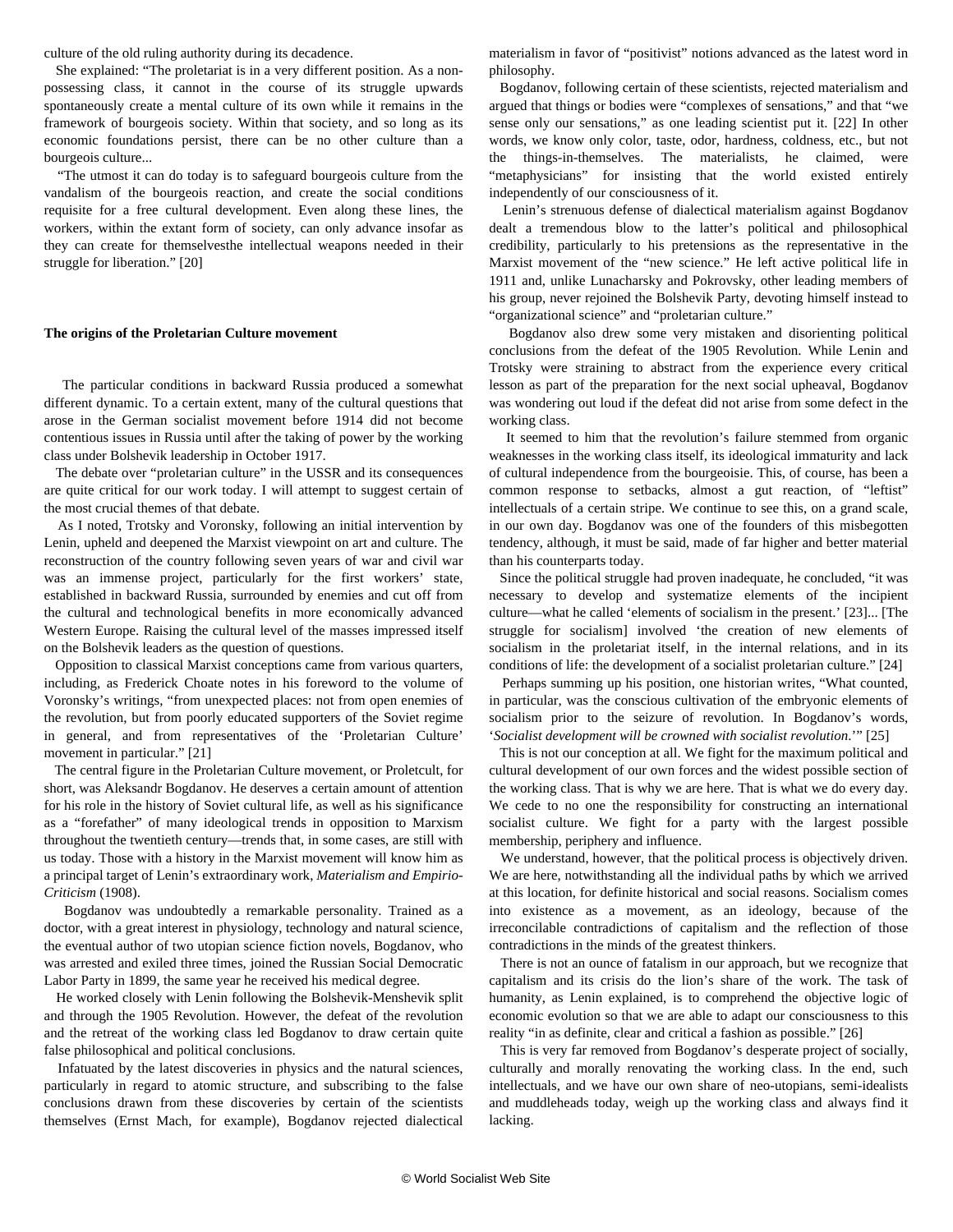culture of the old ruling authority during its decadence.

She explained: "The proletariat is in a very different position. As a non-possessing class, it cannot in the course of its struggle upwards spontaneously create a mental culture of its own while it remains in the framework of bourgeois society. Within that society, and so long as its economic foundations persist, there can be no other culture than a bourgeois culture...

"The utmost it can do today is to safeguard bourgeois culture from the vandalism of the bourgeois reaction, and create the social conditions requisite for a free cultural development. Even along these lines, the workers, within the extant form of society, can only advance insofar as they can create for themselvesthe intellectual weapons needed in their struggle for liberation." [20]

**The origins of the Proletarian Culture movement**

The particular conditions in backward Russia produced a somewhat different dynamic. To a certain extent, many of the cultural questions that arose in the German socialist movement before 1914 did not become contentious issues in Russia until after the taking of power by the working class under Bolshevik leadership in October 1917.

The debate over "proletarian culture" in the USSR and its consequences are quite critical for our work today. I will attempt to suggest certain of the most crucial themes of that debate.

As I noted, Trotsky and Voronsky, following an initial intervention by Lenin, upheld and deepened the Marxist viewpoint on art and culture. The reconstruction of the country following seven years of war and civil war was an immense project, particularly for the first workers' state, established in backward Russia, surrounded by enemies and cut off from the cultural and technological benefits in more economically advanced Western Europe. Raising the cultural level of the masses impressed itself on the Bolshevik leaders as the question of questions.

Opposition to classical Marxist conceptions came from various quarters, including, as Frederick Choate notes in his foreword to the volume of Voronsky's writings, "from unexpected places: not from open enemies of the revolution, but from poorly educated supporters of the Soviet regime in general, and from representatives of the 'Proletarian Culture' movement in particular." [21]

The central figure in the Proletarian Culture movement, or Proletcult, for short, was Aleksandr Bogdanov. He deserves a certain amount of attention for his role in the history of Soviet cultural life, as well as his significance as a "forefather" of many ideological trends in opposition to Marxism throughout the twentieth century—trends that, in some cases, are still with us today. Those with a history in the Marxist movement will know him as a principal target of Lenin's extraordinary work, *Materialism and Empirio-Criticism* (1908).

Bogdanov was undoubtedly a remarkable personality. Trained as a doctor, with a great interest in physiology, technology and natural science, the eventual author of two utopian science fiction novels, Bogdanov, who was arrested and exiled three times, joined the Russian Social Democratic Labor Party in 1899, the same year he received his medical degree.

He worked closely with Lenin following the Bolshevik-Menshevik split and through the 1905 Revolution. However, the defeat of the revolution and the retreat of the working class led Bogdanov to draw certain quite false philosophical and political conclusions.

Infatuated by the latest discoveries in physics and the natural sciences, particularly in regard to atomic structure, and subscribing to the false conclusions drawn from these discoveries by certain of the scientists themselves (Ernst Mach, for example), Bogdanov rejected dialectical materialism in favor of "positivist" notions advanced as the latest word in philosophy.

Bogdanov, following certain of these scientists, rejected materialism and argued that things or bodies were "complexes of sensations," and that "we sense only our sensations," as one leading scientist put it. [22] In other words, we know only color, taste, odor, hardness, coldness, etc., but not the things-in-themselves. The materialists, he claimed, were "metaphysicians" for insisting that the world existed entirely independently of our consciousness of it.

Lenin's strenuous defense of dialectical materialism against Bogdanov dealt a tremendous blow to the latter's political and philosophical credibility, particularly to his pretensions as the representative in the Marxist movement of the "new science." He left active political life in 1911 and, unlike Lunacharsky and Pokrovsky, other leading members of his group, never rejoined the Bolshevik Party, devoting himself instead to "organizational science" and "proletarian culture."

Bogdanov also drew some very mistaken and disorienting political conclusions from the defeat of the 1905 Revolution. While Lenin and Trotsky were straining to abstract from the experience every critical lesson as part of the preparation for the next social upheaval, Bogdanov was wondering out loud if the defeat did not arise from some defect in the working class.

It seemed to him that the revolution's failure stemmed from organic weaknesses in the working class itself, its ideological immaturity and lack of cultural independence from the bourgeoisie. This, of course, has been a common response to setbacks, almost a gut reaction, of "leftist" intellectuals of a certain stripe. We continue to see this, on a grand scale, in our own day. Bogdanov was one of the founders of this misbegotten tendency, although, it must be said, made of far higher and better material than his counterparts today.

Since the political struggle had proven inadequate, he concluded, "it was necessary to develop and systematize elements of the incipient culture—what he called 'elements of socialism in the present.' [23]... [The struggle for socialism] involved 'the creation of new elements of socialism in the proletariat itself, in the internal relations, and in its conditions of life: the development of a socialist proletarian culture." [24]

Perhaps summing up his position, one historian writes, "What counted, in particular, was the conscious cultivation of the embryonic elements of socialism prior to the seizure of revolution. In Bogdanov's words, '*Socialist development will be crowned with socialist revolution.*'" [25]

This is not our conception at all. We fight for the maximum political and cultural development of our own forces and the widest possible section of the working class. That is why we are here. That is what we do every day. We cede to no one the responsibility for constructing an international socialist culture. We fight for a party with the largest possible membership, periphery and influence.

We understand, however, that the political process is objectively driven. We are here, notwithstanding all the individual paths by which we arrived at this location, for definite historical and social reasons. Socialism comes into existence as a movement, as an ideology, because of the irreconcilable contradictions of capitalism and the reflection of those contradictions in the minds of the greatest thinkers.

There is not an ounce of fatalism in our approach, but we recognize that capitalism and its crisis do the lion's share of the work. The task of humanity, as Lenin explained, is to comprehend the objective logic of economic evolution so that we are able to adapt our consciousness to this reality "in as definite, clear and critical a fashion as possible." [26]

This is very far removed from Bogdanov's desperate project of socially, culturally and morally renovating the working class. In the end, such intellectuals, and we have our own share of neo-utopians, semi-idealists and muddleheads today, weigh up the working class and always find it lacking.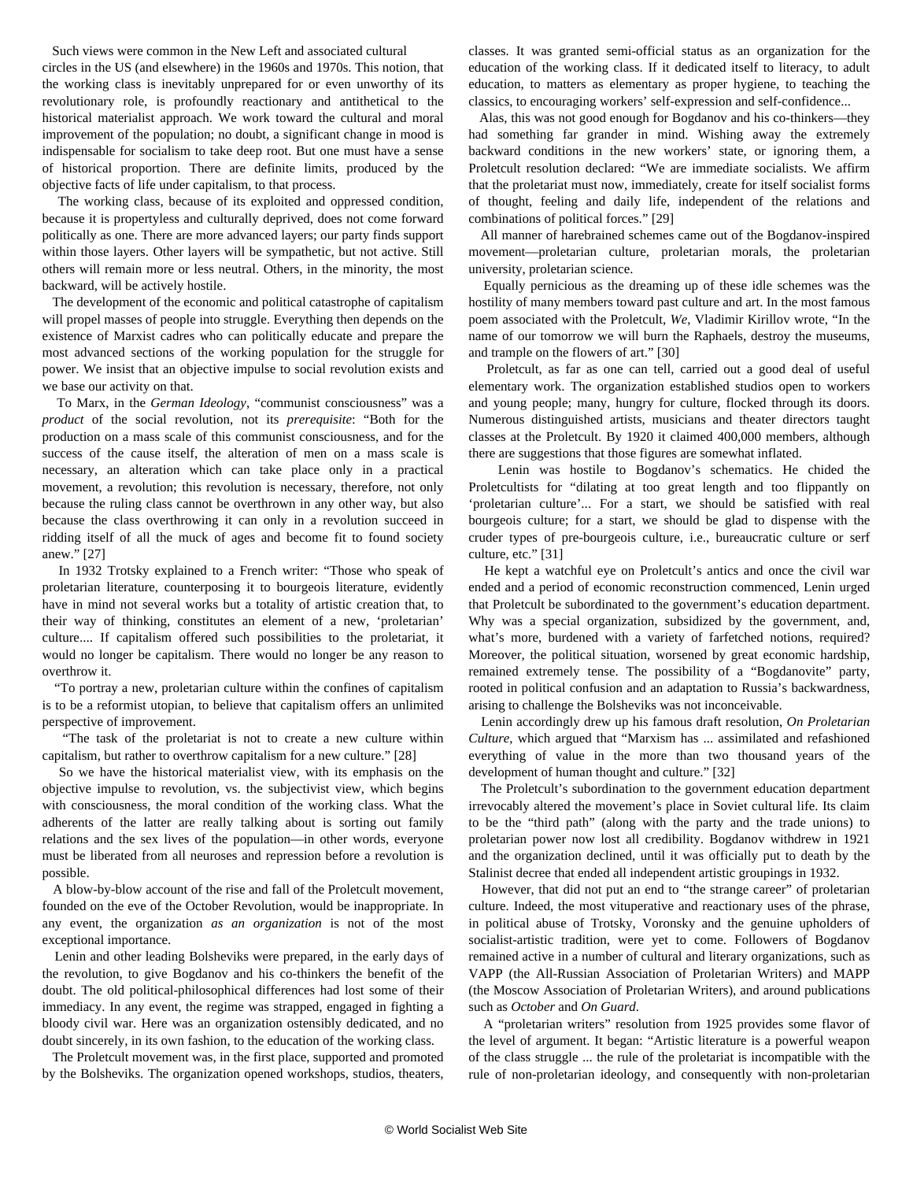Such views were common in the New Left and associated cultural circles in the US (and elsewhere) in the 1960s and 1970s. This notion, that the working class is inevitably unprepared for or even unworthy of its revolutionary role, is profoundly reactionary and antithetical to the historical materialist approach. We work toward the cultural and moral improvement of the population; no doubt, a significant change in mood is indispensable for socialism to take deep root. But one must have a sense of historical proportion. There are definite limits, produced by the objective facts of life under capitalism, to that process.

The working class, because of its exploited and oppressed condition, because it is propertyless and culturally deprived, does not come forward politically as one. There are more advanced layers; our party finds support within those layers. Other layers will be sympathetic, but not active. Still others will remain more or less neutral. Others, in the minority, the most backward, will be actively hostile.

The development of the economic and political catastrophe of capitalism will propel masses of people into struggle. Everything then depends on the existence of Marxist cadres who can politically educate and prepare the most advanced sections of the working population for the struggle for power. We insist that an objective impulse to social revolution exists and we base our activity on that.

To Marx, in the *German Ideology*, "communist consciousness" was a *product* of the social revolution, not its *prerequisite*: "Both for the production on a mass scale of this communist consciousness, and for the success of the cause itself, the alteration of men on a mass scale is necessary, an alteration which can take place only in a practical movement, a revolution; this revolution is necessary, therefore, not only because the ruling class cannot be overthrown in any other way, but also because the class overthrowing it can only in a revolution succeed in ridding itself of all the muck of ages and become fit to found society anew." [27]

In 1932 Trotsky explained to a French writer: "Those who speak of proletarian literature, counterposing it to bourgeois literature, evidently have in mind not several works but a totality of artistic creation that, to their way of thinking, constitutes an element of a new, 'proletarian' culture.... If capitalism offered such possibilities to the proletariat, it would no longer be capitalism. There would no longer be any reason to overthrow it.

"To portray a new, proletarian culture within the confines of capitalism is to be a reformist utopian, to believe that capitalism offers an unlimited perspective of improvement.

"The task of the proletariat is not to create a new culture within capitalism, but rather to overthrow capitalism for a new culture." [28]

So we have the historical materialist view, with its emphasis on the objective impulse to revolution, vs. the subjectivist view, which begins with consciousness, the moral condition of the working class. What the adherents of the latter are really talking about is sorting out family relations and the sex lives of the population—in other words, everyone must be liberated from all neuroses and repression before a revolution is possible.

A blow-by-blow account of the rise and fall of the Proletcult movement, founded on the eve of the October Revolution, would be inappropriate. In any event, the organization *as an organization* is not of the most exceptional importance.

Lenin and other leading Bolsheviks were prepared, in the early days of the revolution, to give Bogdanov and his co-thinkers the benefit of the doubt. The old political-philosophical differences had lost some of their immediacy. In any event, the regime was strapped, engaged in fighting a bloody civil war. Here was an organization ostensibly dedicated, and no doubt sincerely, in its own fashion, to the education of the working class.

The Proletcult movement was, in the first place, supported and promoted by the Bolsheviks. The organization opened workshops, studios, theaters, classes. It was granted semi-official status as an organization for the education of the working class. If it dedicated itself to literacy, to adult education, to matters as elementary as proper hygiene, to teaching the classics, to encouraging workers' self-expression and self-confidence...

Alas, this was not good enough for Bogdanov and his co-thinkers—they had something far grander in mind. Wishing away the extremely backward conditions in the new workers' state, or ignoring them, a Proletcult resolution declared: "We are immediate socialists. We affirm that the proletariat must now, immediately, create for itself socialist forms of thought, feeling and daily life, independent of the relations and combinations of political forces." [29]

All manner of harebrained schemes came out of the Bogdanov-inspired movement—proletarian culture, proletarian morals, the proletarian university, proletarian science.

Equally pernicious as the dreaming up of these idle schemes was the hostility of many members toward past culture and art. In the most famous poem associated with the Proletcult, *We*, Vladimir Kirillov wrote, "In the name of our tomorrow we will burn the Raphaels, destroy the museums, and trample on the flowers of art." [30]

Proletcult, as far as one can tell, carried out a good deal of useful elementary work. The organization established studios open to workers and young people; many, hungry for culture, flocked through its doors. Numerous distinguished artists, musicians and theater directors taught classes at the Proletcult. By 1920 it claimed 400,000 members, although there are suggestions that those figures are somewhat inflated.

Lenin was hostile to Bogdanov's schematics. He chided the Proletcultists for "dilating at too great length and too flippantly on 'proletarian culture'... For a start, we should be satisfied with real bourgeois culture; for a start, we should be glad to dispense with the cruder types of pre-bourgeois culture, i.e., bureaucratic culture or serf culture, etc." [31]

He kept a watchful eye on Proletcult's antics and once the civil war ended and a period of economic reconstruction commenced, Lenin urged that Proletcult be subordinated to the government's education department. Why was a special organization, subsidized by the government, and, what's more, burdened with a variety of farfetched notions, required? Moreover, the political situation, worsened by great economic hardship, remained extremely tense. The possibility of a "Bogdanovite" party, rooted in political confusion and an adaptation to Russia's backwardness, arising to challenge the Bolsheviks was not inconceivable.

Lenin accordingly drew up his famous draft resolution, *On Proletarian Culture*, which argued that "Marxism has ... assimilated and refashioned everything of value in the more than two thousand years of the development of human thought and culture." [32]

The Proletcult's subordination to the government education department irrevocably altered the movement's place in Soviet cultural life. Its claim to be the "third path" (along with the party and the trade unions) to proletarian power now lost all credibility. Bogdanov withdrew in 1921 and the organization declined, until it was officially put to death by the Stalinist decree that ended all independent artistic groupings in 1932.

However, that did not put an end to "the strange career" of proletarian culture. Indeed, the most vituperative and reactionary uses of the phrase, in political abuse of Trotsky, Voronsky and the genuine upholders of socialist-artistic tradition, were yet to come. Followers of Bogdanov remained active in a number of cultural and literary organizations, such as VAPP (the All-Russian Association of Proletarian Writers) and MAPP (the Moscow Association of Proletarian Writers), and around publications such as *October* and *On Guard*.

A "proletarian writers" resolution from 1925 provides some flavor of the level of argument. It began: "Artistic literature is a powerful weapon of the class struggle ... the rule of the proletariat is incompatible with the rule of non-proletarian ideology, and consequently with non-proletarian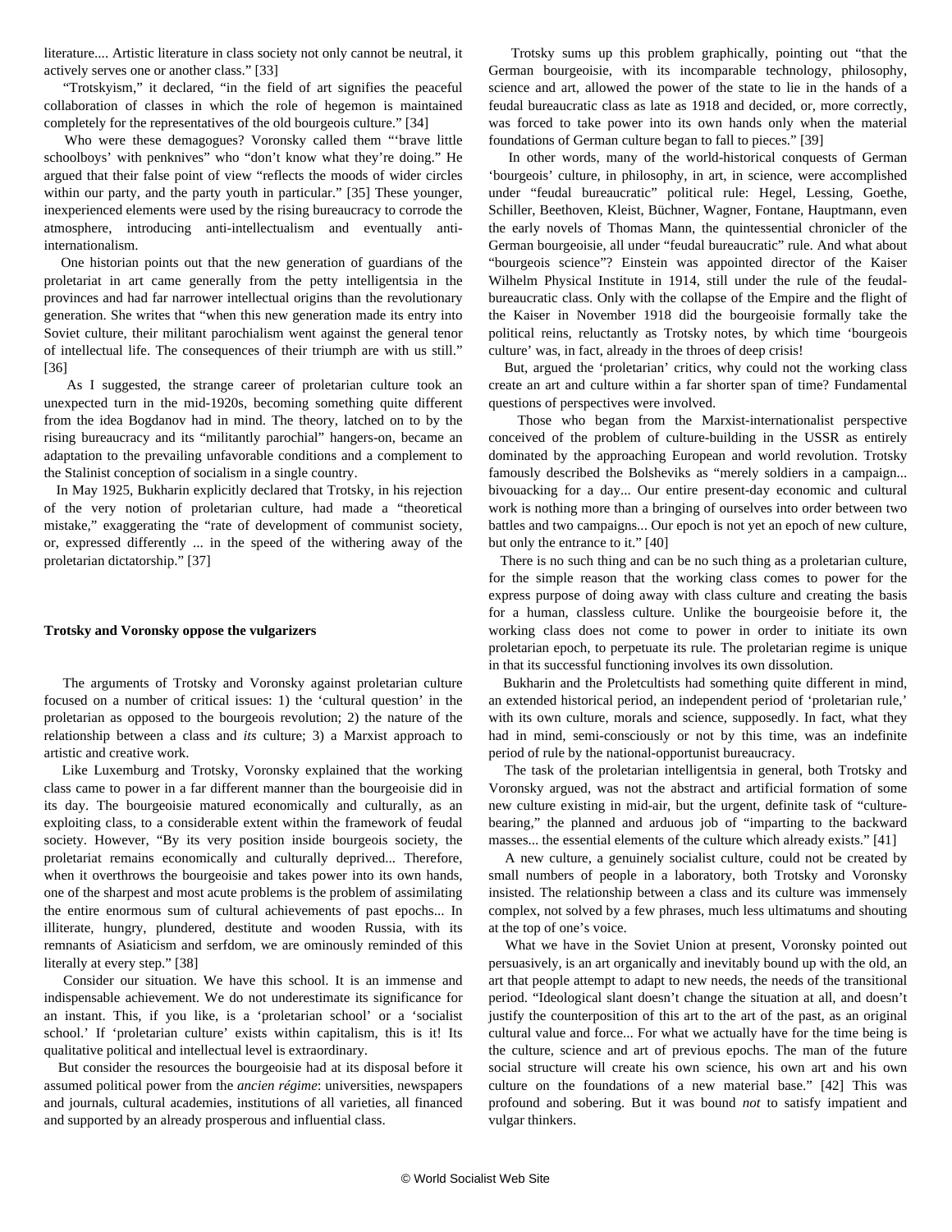literature.... Artistic literature in class society not only cannot be neutral, it actively serves one or another class." [33]

"Trotskyism," it declared, "in the field of art signifies the peaceful collaboration of classes in which the role of hegemon is maintained completely for the representatives of the old bourgeois culture." [34]

Who were these demagogues? Voronsky called them "'brave little schoolboys' with penknives" who "don't know what they're doing." He argued that their false point of view "reflects the moods of wider circles within our party, and the party youth in particular." [35] These younger, inexperienced elements were used by the rising bureaucracy to corrode the atmosphere, introducing anti-intellectualism and eventually anti-internationalism.

One historian points out that the new generation of guardians of the proletariat in art came generally from the petty intelligentsia in the provinces and had far narrower intellectual origins than the revolutionary generation. She writes that "when this new generation made its entry into Soviet culture, their militant parochialism went against the general tenor of intellectual life. The consequences of their triumph are with us still." [36]

As I suggested, the strange career of proletarian culture took an unexpected turn in the mid-1920s, becoming something quite different from the idea Bogdanov had in mind. The theory, latched on to by the rising bureaucracy and its "militantly parochial" hangers-on, became an adaptation to the prevailing unfavorable conditions and a complement to the Stalinist conception of socialism in a single country.

In May 1925, Bukharin explicitly declared that Trotsky, in his rejection of the very notion of proletarian culture, had made a "theoretical mistake," exaggerating the "rate of development of communist society, or, expressed differently ... in the speed of the withering away of the proletarian dictatorship." [37]

### Trotsky and Voronsky oppose the vulgarizers

The arguments of Trotsky and Voronsky against proletarian culture focused on a number of critical issues: 1) the 'cultural question' in the proletarian as opposed to the bourgeois revolution; 2) the nature of the relationship between a class and *its* culture; 3) a Marxist approach to artistic and creative work.

Like Luxemburg and Trotsky, Voronsky explained that the working class came to power in a far different manner than the bourgeoisie did in its day. The bourgeoisie matured economically and culturally, as an exploiting class, to a considerable extent within the framework of feudal society. However, "By its very position inside bourgeois society, the proletariat remains economically and culturally deprived... Therefore, when it overthrows the bourgeoisie and takes power into its own hands, one of the sharpest and most acute problems is the problem of assimilating the entire enormous sum of cultural achievements of past epochs... In illiterate, hungry, plundered, destitute and wooden Russia, with its remnants of Asiaticism and serfdom, we are ominously reminded of this literally at every step." [38]

Consider our situation. We have this school. It is an immense and indispensable achievement. We do not underestimate its significance for an instant. This, if you like, is a 'proletarian school' or a 'socialist school.' If 'proletarian culture' exists within capitalism, this is it! Its qualitative political and intellectual level is extraordinary.

But consider the resources the bourgeoisie had at its disposal before it assumed political power from the *ancien régime*: universities, newspapers and journals, cultural academies, institutions of all varieties, all financed and supported by an already prosperous and influential class.

Trotsky sums up this problem graphically, pointing out "that the German bourgeoisie, with its incomparable technology, philosophy, science and art, allowed the power of the state to lie in the hands of a feudal bureaucratic class as late as 1918 and decided, or, more correctly, was forced to take power into its own hands only when the material foundations of German culture began to fall to pieces." [39]

In other words, many of the world-historical conquests of German 'bourgeois' culture, in philosophy, in art, in science, were accomplished under "feudal bureaucratic" political rule: Hegel, Lessing, Goethe, Schiller, Beethoven, Kleist, Büchner, Wagner, Fontane, Hauptmann, even the early novels of Thomas Mann, the quintessential chronicler of the German bourgeoisie, all under "feudal bureaucratic" rule. And what about "bourgeois science"? Einstein was appointed director of the Kaiser Wilhelm Physical Institute in 1914, still under the rule of the feudal-bureaucratic class. Only with the collapse of the Empire and the flight of the Kaiser in November 1918 did the bourgeoisie formally take the political reins, reluctantly as Trotsky notes, by which time 'bourgeois culture' was, in fact, already in the throes of deep crisis!

But, argued the 'proletarian' critics, why could not the working class create an art and culture within a far shorter span of time? Fundamental questions of perspectives were involved.

Those who began from the Marxist-internationalist perspective conceived of the problem of culture-building in the USSR as entirely dominated by the approaching European and world revolution. Trotsky famously described the Bolsheviks as "merely soldiers in a campaign... bivouacking for a day... Our entire present-day economic and cultural work is nothing more than a bringing of ourselves into order between two battles and two campaigns... Our epoch is not yet an epoch of new culture, but only the entrance to it." [40]

There is no such thing and can be no such thing as a proletarian culture, for the simple reason that the working class comes to power for the express purpose of doing away with class culture and creating the basis for a human, classless culture. Unlike the bourgeoisie before it, the working class does not come to power in order to initiate its own proletarian epoch, to perpetuate its rule. The proletarian regime is unique in that its successful functioning involves its own dissolution.

Bukharin and the Proletcultists had something quite different in mind, an extended historical period, an independent period of 'proletarian rule,' with its own culture, morals and science, supposedly. In fact, what they had in mind, semi-consciously or not by this time, was an indefinite period of rule by the national-opportunist bureaucracy.

The task of the proletarian intelligentsia in general, both Trotsky and Voronsky argued, was not the abstract and artificial formation of some new culture existing in mid-air, but the urgent, definite task of "culture-bearing," the planned and arduous job of "imparting to the backward masses... the essential elements of the culture which already exists." [41]

A new culture, a genuinely socialist culture, could not be created by small numbers of people in a laboratory, both Trotsky and Voronsky insisted. The relationship between a class and its culture was immensely complex, not solved by a few phrases, much less ultimatums and shouting at the top of one's voice.

What we have in the Soviet Union at present, Voronsky pointed out persuasively, is an art organically and inevitably bound up with the old, an art that people attempt to adapt to new needs, the needs of the transitional period. "Ideological slant doesn't change the situation at all, and doesn't justify the counterposition of this art to the art of the past, as an original cultural value and force... For what we actually have for the time being is the culture, science and art of previous epochs. The man of the future social structure will create his own science, his own art and his own culture on the foundations of a new material base." [42] This was profound and sobering. But it was bound *not* to satisfy impatient and vulgar thinkers.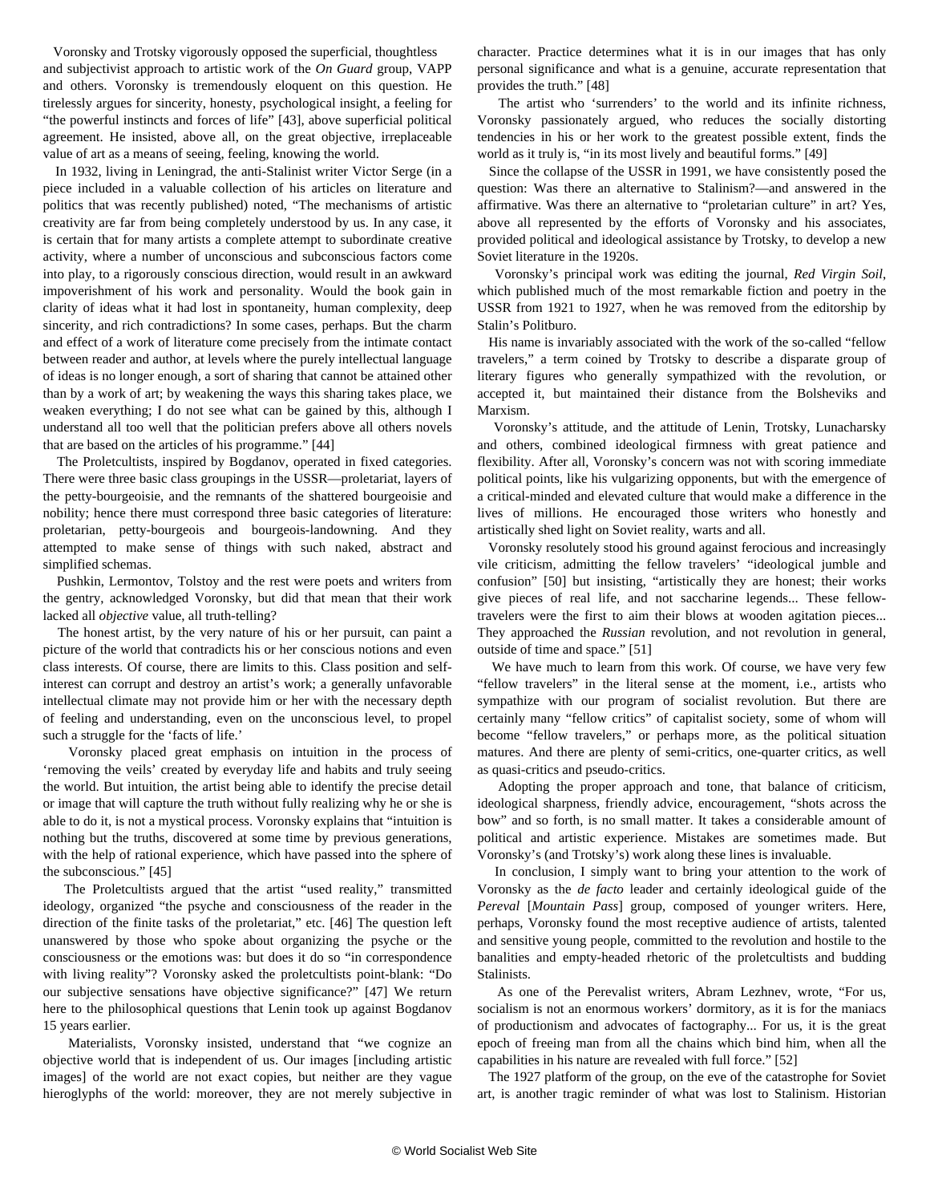Voronsky and Trotsky vigorously opposed the superficial, thoughtless and subjectivist approach to artistic work of the *On Guard* group, VAPP and others. Voronsky is tremendously eloquent on this question. He tirelessly argues for sincerity, honesty, psychological insight, a feeling for "the powerful instincts and forces of life" [43], above superficial political agreement. He insisted, above all, on the great objective, irreplaceable value of art as a means of seeing, feeling, knowing the world.

In 1932, living in Leningrad, the anti-Stalinist writer Victor Serge (in a piece included in a valuable collection of his articles on literature and politics that was recently published) noted, "The mechanisms of artistic creativity are far from being completely understood by us. In any case, it is certain that for many artists a complete attempt to subordinate creative activity, where a number of unconscious and subconscious factors come into play, to a rigorously conscious direction, would result in an awkward impoverishment of his work and personality. Would the book gain in clarity of ideas what it had lost in spontaneity, human complexity, deep sincerity, and rich contradictions? In some cases, perhaps. But the charm and effect of a work of literature come precisely from the intimate contact between reader and author, at levels where the purely intellectual language of ideas is no longer enough, a sort of sharing that cannot be attained other than by a work of art; by weakening the ways this sharing takes place, we weaken everything; I do not see what can be gained by this, although I understand all too well that the politician prefers above all others novels that are based on the articles of his programme." [44]

The Proletcultists, inspired by Bogdanov, operated in fixed categories. There were three basic class groupings in the USSR—proletariat, layers of the petty-bourgeoisie, and the remnants of the shattered bourgeoisie and nobility; hence there must correspond three basic categories of literature: proletarian, petty-bourgeois and bourgeois-landowning. And they attempted to make sense of things with such naked, abstract and simplified schemas.

Pushkin, Lermontov, Tolstoy and the rest were poets and writers from the gentry, acknowledged Voronsky, but did that mean that their work lacked all *objective* value, all truth-telling?

The honest artist, by the very nature of his or her pursuit, can paint a picture of the world that contradicts his or her conscious notions and even class interests. Of course, there are limits to this. Class position and self-interest can corrupt and destroy an artist's work; a generally unfavorable intellectual climate may not provide him or her with the necessary depth of feeling and understanding, even on the unconscious level, to propel such a struggle for the 'facts of life.'

Voronsky placed great emphasis on intuition in the process of 'removing the veils' created by everyday life and habits and truly seeing the world. But intuition, the artist being able to identify the precise detail or image that will capture the truth without fully realizing why he or she is able to do it, is not a mystical process. Voronsky explains that "intuition is nothing but the truths, discovered at some time by previous generations, with the help of rational experience, which have passed into the sphere of the subconscious." [45]

The Proletcultists argued that the artist "used reality," transmitted ideology, organized "the psyche and consciousness of the reader in the direction of the finite tasks of the proletariat," etc. [46] The question left unanswered by those who spoke about organizing the psyche or the consciousness or the emotions was: but does it do so "in correspondence with living reality"? Voronsky asked the proletcultists point-blank: "Do our subjective sensations have objective significance?" [47] We return here to the philosophical questions that Lenin took up against Bogdanov 15 years earlier.

Materialists, Voronsky insisted, understand that "we cognize an objective world that is independent of us. Our images [including artistic images] of the world are not exact copies, but neither are they vague hieroglyphs of the world: moreover, they are not merely subjective in character. Practice determines what it is in our images that has only personal significance and what is a genuine, accurate representation that provides the truth." [48]

The artist who 'surrenders' to the world and its infinite richness, Voronsky passionately argued, who reduces the socially distorting tendencies in his or her work to the greatest possible extent, finds the world as it truly is, "in its most lively and beautiful forms." [49]

Since the collapse of the USSR in 1991, we have consistently posed the question: Was there an alternative to Stalinism?—and answered in the affirmative. Was there an alternative to "proletarian culture" in art? Yes, above all represented by the efforts of Voronsky and his associates, provided political and ideological assistance by Trotsky, to develop a new Soviet literature in the 1920s.

Voronsky's principal work was editing the journal, *Red Virgin Soil*, which published much of the most remarkable fiction and poetry in the USSR from 1921 to 1927, when he was removed from the editorship by Stalin's Politburo.

His name is invariably associated with the work of the so-called "fellow travelers," a term coined by Trotsky to describe a disparate group of literary figures who generally sympathized with the revolution, or accepted it, but maintained their distance from the Bolsheviks and Marxism.

Voronsky's attitude, and the attitude of Lenin, Trotsky, Lunacharsky and others, combined ideological firmness with great patience and flexibility. After all, Voronsky's concern was not with scoring immediate political points, like his vulgarizing opponents, but with the emergence of a critical-minded and elevated culture that would make a difference in the lives of millions. He encouraged those writers who honestly and artistically shed light on Soviet reality, warts and all.

Voronsky resolutely stood his ground against ferocious and increasingly vile criticism, admitting the fellow travelers' "ideological jumble and confusion" [50] but insisting, "artistically they are honest; their works give pieces of real life, and not saccharine legends... These fellow-travelers were the first to aim their blows at wooden agitation pieces... They approached the *Russian* revolution, and not revolution in general, outside of time and space." [51]

We have much to learn from this work. Of course, we have very few "fellow travelers" in the literal sense at the moment, i.e., artists who sympathize with our program of socialist revolution. But there are certainly many "fellow critics" of capitalist society, some of whom will become "fellow travelers," or perhaps more, as the political situation matures. And there are plenty of semi-critics, one-quarter critics, as well as quasi-critics and pseudo-critics.

Adopting the proper approach and tone, that balance of criticism, ideological sharpness, friendly advice, encouragement, "shots across the bow" and so forth, is no small matter. It takes a considerable amount of political and artistic experience. Mistakes are sometimes made. But Voronsky's (and Trotsky's) work along these lines is invaluable.

In conclusion, I simply want to bring your attention to the work of Voronsky as the *de facto* leader and certainly ideological guide of the *Pereval* [*Mountain Pass*] group, composed of younger writers. Here, perhaps, Voronsky found the most receptive audience of artists, talented and sensitive young people, committed to the revolution and hostile to the banalities and empty-headed rhetoric of the proletcultists and budding Stalinists.

As one of the Perevalist writers, Abram Lezhnev, wrote, "For us, socialism is not an enormous workers' dormitory, as it is for the maniacs of productionism and advocates of factography... For us, it is the great epoch of freeing man from all the chains which bind him, when all the capabilities in his nature are revealed with full force." [52]

The 1927 platform of the group, on the eve of the catastrophe for Soviet art, is another tragic reminder of what was lost to Stalinism. Historian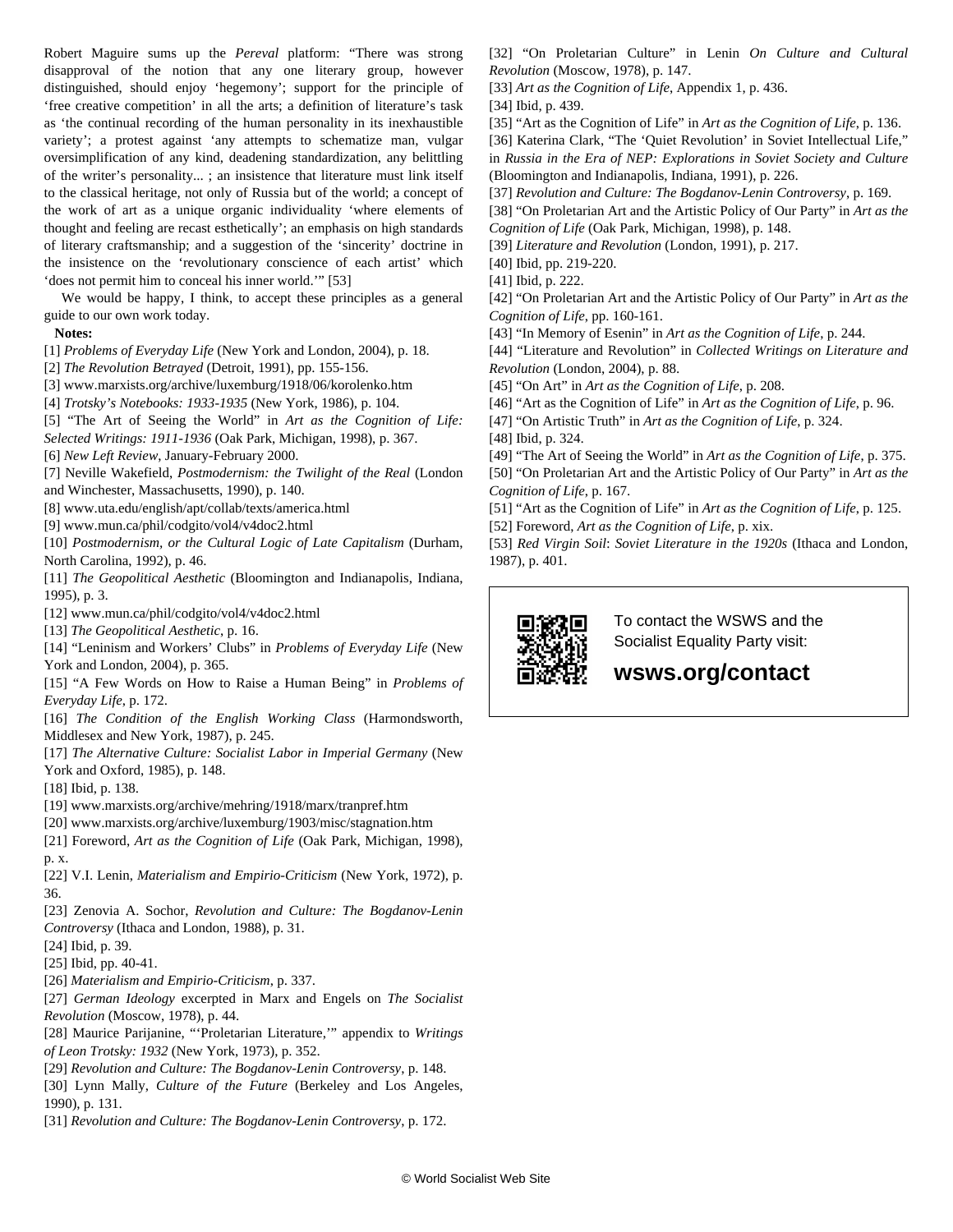Robert Maguire sums up the *Pereval* platform: "There was strong disapproval of the notion that any one literary group, however distinguished, should enjoy 'hegemony'; support for the principle of 'free creative competition' in all the arts; a definition of literature's task as 'the continual recording of the human personality in its inexhaustible variety'; a protest against 'any attempts to schematize man, vulgar oversimplification of any kind, deadening standardization, any belittling of the writer's personality... ; an insistence that literature must link itself to the classical heritage, not only of Russia but of the world; a concept of the work of art as a unique organic individuality 'where elements of thought and feeling are recast esthetically'; an emphasis on high standards of literary craftsmanship; and a suggestion of the 'sincerity' doctrine in the insistence on the 'revolutionary conscience of each artist' which 'does not permit him to conceal his inner world.'" [53]

We would be happy, I think, to accept these principles as a general guide to our own work today.

**Notes:**

[1] *Problems of Everyday Life* (New York and London, 2004), p. 18.
[2] *The Revolution Betrayed* (Detroit, 1991), pp. 155-156.
[3] www.marxists.org/archive/luxemburg/1918/06/korolenko.htm
[4] *Trotsky's Notebooks: 1933-1935* (New York, 1986), p. 104.
[5] "The Art of Seeing the World" in *Art as the Cognition of Life: Selected Writings: 1911-1936* (Oak Park, Michigan, 1998), p. 367.
[6] *New Left Review*, January-February 2000.
[7] Neville Wakefield, *Postmodernism: the Twilight of the Real* (London and Winchester, Massachusetts, 1990), p. 140.
[8] www.uta.edu/english/apt/collab/texts/america.html
[9] www.mun.ca/phil/codgito/vol4/v4doc2.html
[10] *Postmodernism, or the Cultural Logic of Late Capitalism* (Durham, North Carolina, 1992), p. 46.
[11] *The Geopolitical Aesthetic* (Bloomington and Indianapolis, Indiana, 1995), p. 3.
[12] www.mun.ca/phil/codgito/vol4/v4doc2.html
[13] *The Geopolitical Aesthetic*, p. 16.
[14] "Leninism and Workers' Clubs" in *Problems of Everyday Life* (New York and London, 2004), p. 365.
[15] "A Few Words on How to Raise a Human Being" in *Problems of Everyday Life*, p. 172.
[16] *The Condition of the English Working Class* (Harmondsworth, Middlesex and New York, 1987), p. 245.
[17] *The Alternative Culture: Socialist Labor in Imperial Germany* (New York and Oxford, 1985), p. 148.
[18] Ibid, p. 138.
[19] www.marxists.org/archive/mehring/1918/marx/tranpref.htm
[20] www.marxists.org/archive/luxemburg/1903/misc/stagnation.htm
[21] Foreword, *Art as the Cognition of Life* (Oak Park, Michigan, 1998), p. x.
[22] V.I. Lenin, *Materialism and Empirio-Criticism* (New York, 1972), p. 36.
[23] Zenovia A. Sochor, *Revolution and Culture: The Bogdanov-Lenin Controversy* (Ithaca and London, 1988), p. 31.
[24] Ibid, p. 39.
[25] Ibid, pp. 40-41.
[26] *Materialism and Empirio-Criticism*, p. 337.
[27] *German Ideology* excerpted in Marx and Engels on *The Socialist Revolution* (Moscow, 1978), p. 44.
[28] Maurice Parijanine, "'Proletarian Literature,'" appendix to *Writings of Leon Trotsky: 1932* (New York, 1973), p. 352.
[29] *Revolution and Culture: The Bogdanov-Lenin Controversy*, p. 148.
[30] Lynn Mally, *Culture of the Future* (Berkeley and Los Angeles, 1990), p. 131.
[31] *Revolution and Culture: The Bogdanov-Lenin Controversy*, p. 172.
[32] "On Proletarian Culture" in Lenin *On Culture and Cultural Revolution* (Moscow, 1978), p. 147.
[33] *Art as the Cognition of Life*, Appendix 1, p. 436.
[34] Ibid, p. 439.
[35] "Art as the Cognition of Life" in *Art as the Cognition of Life*, p. 136.
[36] Katerina Clark, "The 'Quiet Revolution' in Soviet Intellectual Life," in *Russia in the Era of NEP: Explorations in Soviet Society and Culture* (Bloomington and Indianapolis, Indiana, 1991), p. 226.
[37] *Revolution and Culture: The Bogdanov-Lenin Controversy*, p. 169.
[38] "On Proletarian Art and the Artistic Policy of Our Party" in *Art as the Cognition of Life* (Oak Park, Michigan, 1998), p. 148.
[39] *Literature and Revolution* (London, 1991), p. 217.
[40] Ibid, pp. 219-220.
[41] Ibid, p. 222.
[42] "On Proletarian Art and the Artistic Policy of Our Party" in *Art as the Cognition of Life*, pp. 160-161.
[43] "In Memory of Esenin" in *Art as the Cognition of Life*, p. 244.
[44] "Literature and Revolution" in *Collected Writings on Literature and Revolution* (London, 2004), p. 88.
[45] "On Art" in *Art as the Cognition of Life*, p. 208.
[46] "Art as the Cognition of Life" in *Art as the Cognition of Life*, p. 96.
[47] "On Artistic Truth" in *Art as the Cognition of Life*, p. 324.
[48] Ibid, p. 324.
[49] "The Art of Seeing the World" in *Art as the Cognition of Life*, p. 375.
[50] "On Proletarian Art and the Artistic Policy of Our Party" in *Art as the Cognition of Life*, p. 167.
[51] "Art as the Cognition of Life" in *Art as the Cognition of Life*, p. 125.
[52] Foreword, *Art as the Cognition of Life*, p. xix.
[53] *Red Virgin Soil*: *Soviet Literature in the 1920s* (Ithaca and London, 1987), p. 401.

To contact the WSWS and the Socialist Equality Party visit:

**wsws.org/contact**